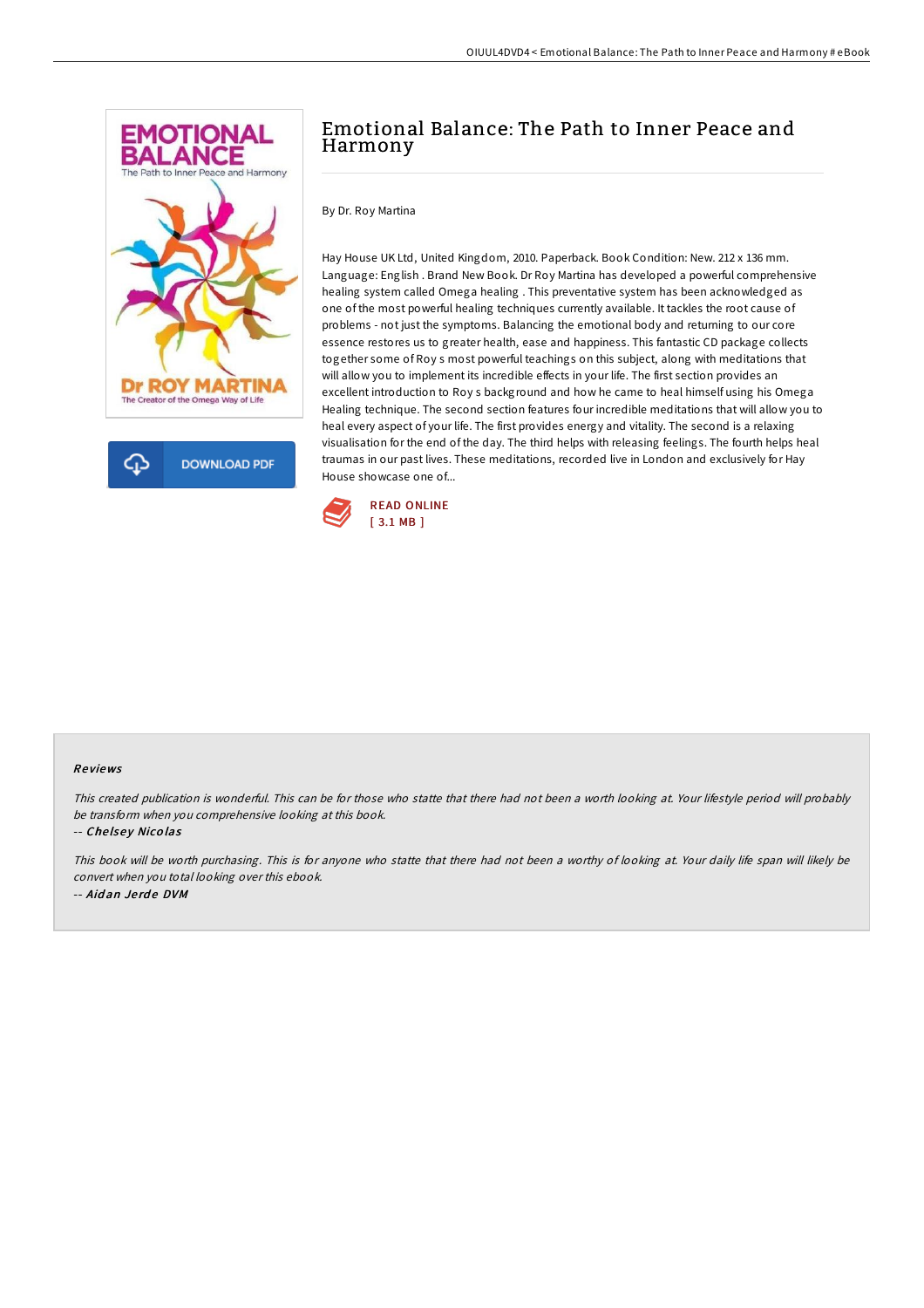# Emotional Balance: The Path to Inner Peace and Harmony

By Dr. Roy Martina

Hay House UK Ltd, United Kingdom, 2010. Paperback. Book Condition: New. 212 x 136 mm. Language: English . Brand New Book. Dr Roy Martina has developed a powerful comprehensive healing system called Omega healing . This preventative system has been acknowledged as one of the most powerful healing techniques currently available. It tackles the root cause of problems - not just the symptoms. Balancing the emotional body and returning to our core essence restores us to greater health, ease and happiness. This fantastic CD package collects together some of Roy s most powerful teachings on this subject, along with meditations that will allow you to implement its incredible effects in your life. The first section provides an excellent introduction to Roy s background and how he came to heal himself using his Omega Healing technique. The second section features four incredible meditations that will allow you to heal every aspect of your life. The first provides energy and vitality. The second is a relaxing visualisation for the end of the day. The third helps with releasing feelings. The fourth helps heal traumas in our past lives. These meditations, recorded live in London and exclusively for Hay House showcase one of...

READ ONLINE
[ 3.1 MB ]

### Reviews

*This created publication is wonderful. This can be for those who statte that there had not been a worth looking at. Your lifestyle period will probably be transform when you comprehensive looking at this book.*

-- *Chelsey Nicolas*

*This book will be worth purchasing. This is for anyone who statte that there had not been a worthy of looking at. Your daily life span will likely be convert when you total looking over this ebook.*

-- *Aidan Jerde DVM*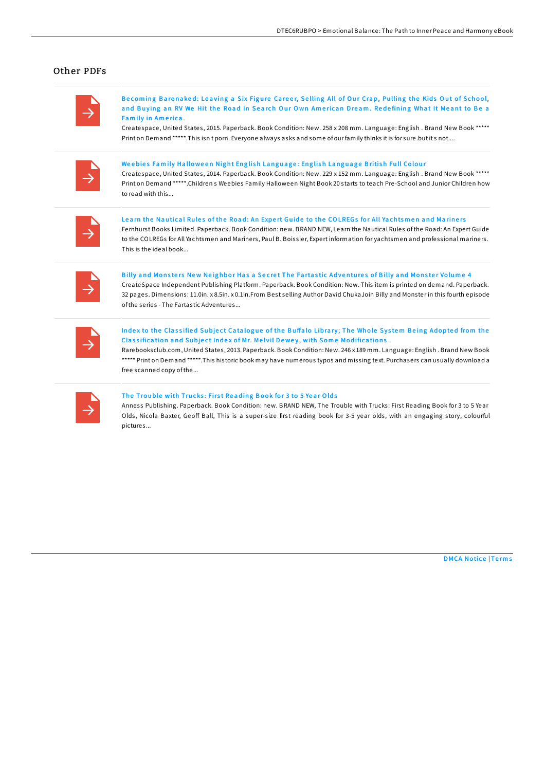## Other PDFs

**Becoming Barenaked: Leaving a Six Figure Career, Selling All of Our Crap, Pulling the Kids Out of School, and Buying an RV We Hit the Road in Search Our Own American Dream. Redefining What It Meant to Be a Family in America.**

Createspace, United States, 2015. Paperback. Book Condition: New. 258 x 208 mm. Language: English . Brand New Book ***** Print on Demand *****.This isn t porn. Everyone always asks and some of our family thinks it is for sure.but it s not....

**Weebies Family Halloween Night English Language: English Language British Full Colour**

Createspace, United States, 2014. Paperback. Book Condition: New. 229 x 152 mm. Language: English . Brand New Book ***** Print on Demand *****.Children s Weebies Family Halloween Night Book 20 starts to teach Pre-School and Junior Children how to read with this...

**Learn the Nautical Rules of the Road: An Expert Guide to the COLREGs for All Yachtsmen and Mariners**

Fernhurst Books Limited. Paperback. Book Condition: new. BRAND NEW, Learn the Nautical Rules of the Road: An Expert Guide to the COLREGs for All Yachtsmen and Mariners, Paul B. Boissier, Expert information for yachtsmen and professional mariners. This is the ideal book...

**Billy and Monsters New Neighbor Has a Secret The Fartastic Adventures of Billy and Monster Volume 4**

CreateSpace Independent Publishing Platform. Paperback. Book Condition: New. This item is printed on demand. Paperback. 32 pages. Dimensions: 11.0in. x 8.5in. x 0.1in.From Best selling Author David Chuka Join Billy and Monster in this fourth episode of the series - The Fartastic Adventures...

**Index to the Classified Subject Catalogue of the Buffalo Library; The Whole System Being Adopted from the Classification and Subject Index of Mr. Melvil Dewey, with Some Modifications .**

Rarebooksclub.com, United States, 2013. Paperback. Book Condition: New. 246 x 189 mm. Language: English . Brand New Book ***** Print on Demand *****.This historic book may have numerous typos and missing text. Purchasers can usually download a free scanned copy of the...

**The Trouble with Trucks: First Reading Book for 3 to 5 Year Olds**

Anness Publishing. Paperback. Book Condition: new. BRAND NEW, The Trouble with Trucks: First Reading Book for 3 to 5 Year Olds, Nicola Baxter, Geoff Ball, This is a super-size first reading book for 3-5 year olds, with an engaging story, colourful pictures...